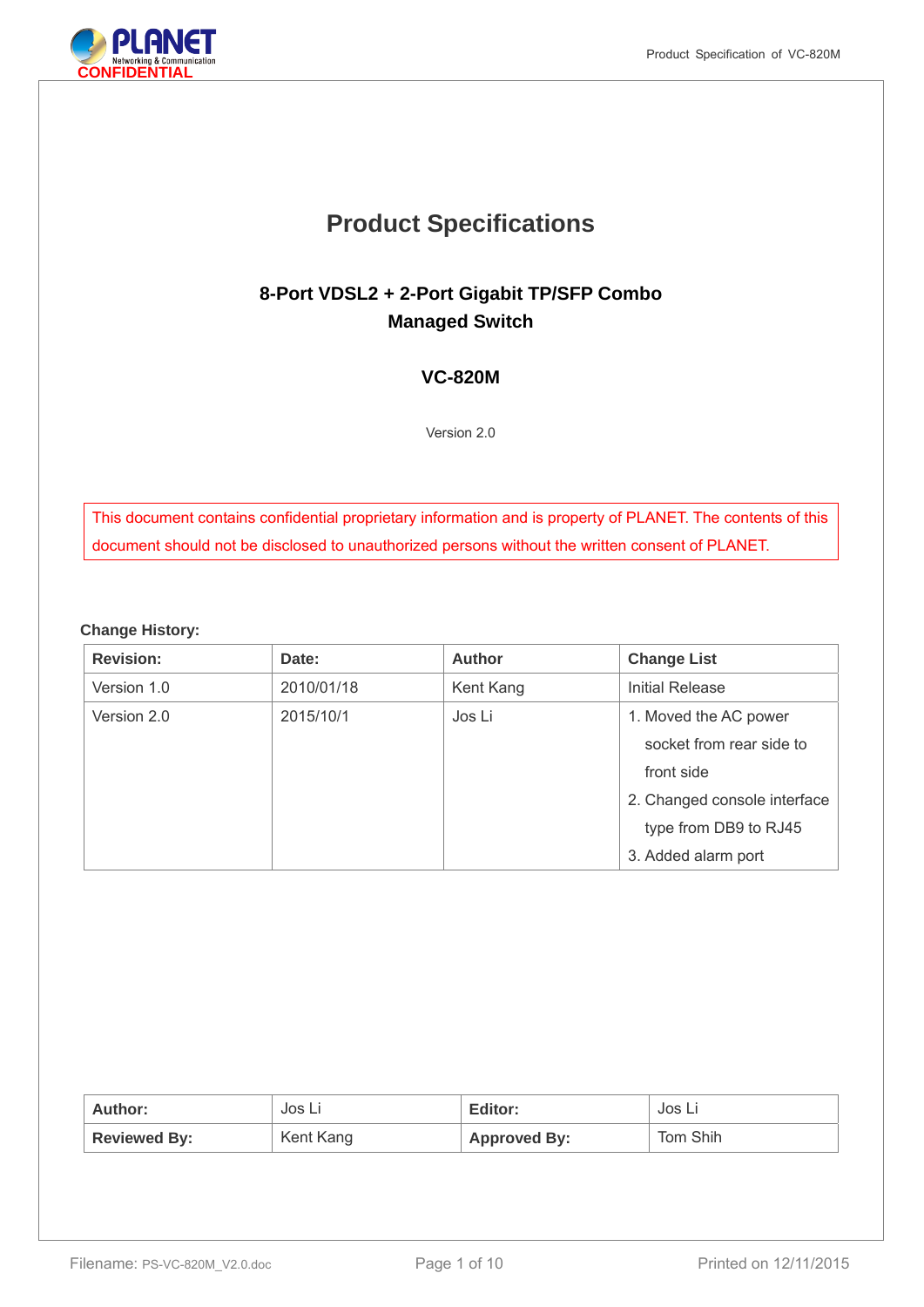CONFIDENTIAL

# Product Specifications

## 8-Port VDSL2 + 2-Port Gigabit TP/SFP Combo Managed Switch

## VC-820M

Version 2.0

This document contains confidential proprietary information and is property of PLANET. The contents of this document should not be disclosed to unauthorized persons without the written consent of PLANET.

**Change History:**

| Revision: | Date: | Author | Change List |
|---|---|---|---|
| Version 1.0 | 2010/01/18 | Kent Kang | Initial Release |
| Version 2.0 | 2015/10/1 | Jos Li | 1. Moved the AC power socket from rear side to front side<br>2. Changed console interface type from DB9 to RJ45<br>3. Added alarm port |

| **Author:** | Jos Li | **Editor:** | Jos Li |
|---|---|---|---|
| **Reviewed By:** | Kent Kang | **Approved By:** | Tom Shih |

Filename: PS-VC-820M_V2.0.doc

Printed on 12/11/2015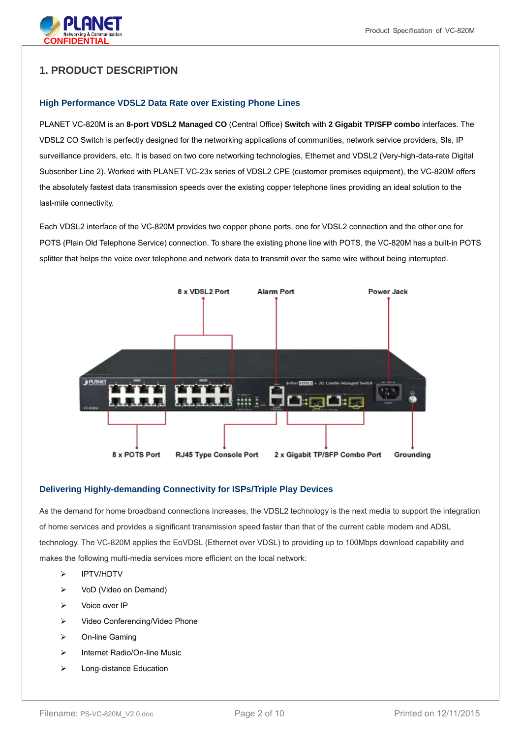## 1. PRODUCT DESCRIPTION

### High Performance VDSL2 Data Rate over Existing Phone Lines

PLANET VC-820M is an **8-port VDSL2 Managed CO** (Central Office) **Switch** with **2 Gigabit TP/SFP combo** interfaces. The VDSL2 CO Switch is perfectly designed for the networking applications of communities, network service providers, SIs, IP surveillance providers, etc. It is based on two core networking technologies, Ethernet and VDSL2 (Very-high-data-rate Digital Subscriber Line 2). Worked with PLANET VC-23x series of VDSL2 CPE (customer premises equipment), the VC-820M offers the absolutely fastest data transmission speeds over the existing copper telephone lines providing an ideal solution to the last-mile connectivity.

Each VDSL2 interface of the VC-820M provides two copper phone ports, one for VDSL2 connection and the other one for POTS (Plain Old Telephone Service) connection. To share the existing phone line with POTS, the VC-820M has a built-in POTS splitter that helps the voice over telephone and network data to transmit over the same wire without being interrupted.

8 x VDSL2 Port　Alarm Port　Power Jack

8 x POTS Port　RJ45 Type Console Port　2 x Gigabit TP/SFP Combo Port　Grounding

### Delivering Highly-demanding Connectivity for ISPs/Triple Play Devices

As the demand for home broadband connections increases, the VDSL2 technology is the next media to support the integration of home services and provides a significant transmission speed faster than that of the current cable modem and ADSL technology. The VC-820M applies the EoVDSL (Ethernet over VDSL) to providing up to 100Mbps download capability and makes the following multi-media services more efficient on the local network:

- IPTV/HDTV
- VoD (Video on Demand)
- Voice over IP
- Video Conferencing/Video Phone
- On-line Gaming
- Internet Radio/On-line Music
- Long-distance Education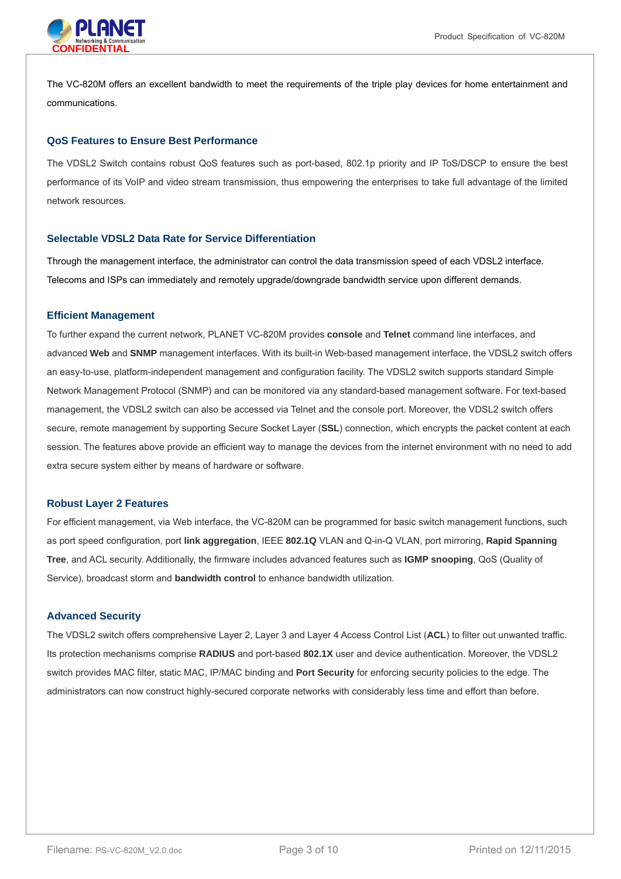The VC-820M offers an excellent bandwidth to meet the requirements of the triple play devices for home entertainment and communications.

### QoS Features to Ensure Best Performance

The VDSL2 Switch contains robust QoS features such as port-based, 802.1p priority and IP ToS/DSCP to ensure the best performance of its VoIP and video stream transmission, thus empowering the enterprises to take full advantage of the limited network resources.

### Selectable VDSL2 Data Rate for Service Differentiation

Through the management interface, the administrator can control the data transmission speed of each VDSL2 interface. Telecoms and ISPs can immediately and remotely upgrade/downgrade bandwidth service upon different demands.

### Efficient Management

To further expand the current network, PLANET VC-820M provides **console** and **Telnet** command line interfaces, and advanced **Web** and **SNMP** management interfaces. With its built-in Web-based management interface, the VDSL2 switch offers an easy-to-use, platform-independent management and configuration facility. The VDSL2 switch supports standard Simple Network Management Protocol (SNMP) and can be monitored via any standard-based management software. For text-based management, the VDSL2 switch can also be accessed via Telnet and the console port. Moreover, the VDSL2 switch offers secure, remote management by supporting Secure Socket Layer (**SSL**) connection, which encrypts the packet content at each session. The features above provide an efficient way to manage the devices from the internet environment with no need to add extra secure system either by means of hardware or software.

### Robust Layer 2 Features

For efficient management, via Web interface, the VC-820M can be programmed for basic switch management functions, such as port speed configuration, port **link aggregation**, IEEE **802.1Q** VLAN and Q-in-Q VLAN, port mirroring, **Rapid Spanning Tree**, and ACL security. Additionally, the firmware includes advanced features such as **IGMP snooping**, QoS (Quality of Service), broadcast storm and **bandwidth control** to enhance bandwidth utilization.

### Advanced Security

The VDSL2 switch offers comprehensive Layer 2, Layer 3 and Layer 4 Access Control List (**ACL**) to filter out unwanted traffic. Its protection mechanisms comprise **RADIUS** and port-based **802.1X** user and device authentication. Moreover, the VDSL2 switch provides MAC filter, static MAC, IP/MAC binding and **Port Security** for enforcing security policies to the edge. The administrators can now construct highly-secured corporate networks with considerably less time and effort than before.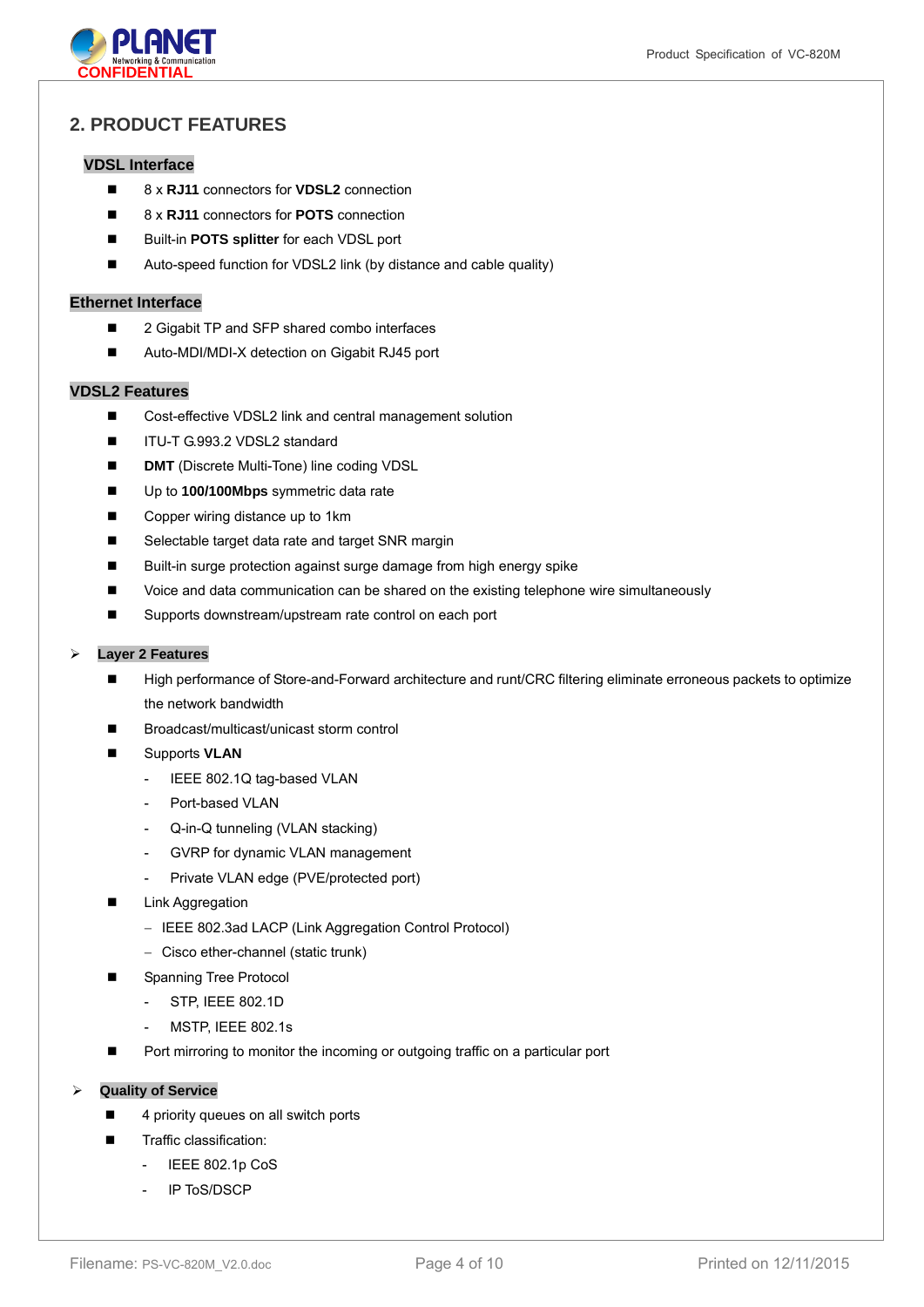## 2. PRODUCT FEATURES

### VDSL Interface

- 8 x **RJ11** connectors for **VDSL2** connection
- 8 x **RJ11** connectors for **POTS** connection
- Built-in **POTS splitter** for each VDSL port
- Auto-speed function for VDSL2 link (by distance and cable quality)

### Ethernet Interface

- 2 Gigabit TP and SFP shared combo interfaces
- Auto-MDI/MDI-X detection on Gigabit RJ45 port

### VDSL2 Features

- Cost-effective VDSL2 link and central management solution
- ITU-T G.993.2 VDSL2 standard
- **DMT** (Discrete Multi-Tone) line coding VDSL
- Up to **100/100Mbps** symmetric data rate
- Copper wiring distance up to 1km
- Selectable target data rate and target SNR margin
- Built-in surge protection against surge damage from high energy spike
- Voice and data communication can be shared on the existing telephone wire simultaneously
- Supports downstream/upstream rate control on each port

### Layer 2 Features

- High performance of Store-and-Forward architecture and runt/CRC filtering eliminate erroneous packets to optimize the network bandwidth
- Broadcast/multicast/unicast storm control
- Supports **VLAN**
  - IEEE 802.1Q tag-based VLAN
  - Port-based VLAN
  - Q-in-Q tunneling (VLAN stacking)
  - GVRP for dynamic VLAN management
  - Private VLAN edge (PVE/protected port)
- Link Aggregation
  - IEEE 802.3ad LACP (Link Aggregation Control Protocol)
  - Cisco ether-channel (static trunk)
- Spanning Tree Protocol
  - STP, IEEE 802.1D
  - MSTP, IEEE 802.1s
- Port mirroring to monitor the incoming or outgoing traffic on a particular port

### Quality of Service

- 4 priority queues on all switch ports
- Traffic classification:
  - IEEE 802.1p CoS
  - IP ToS/DSCP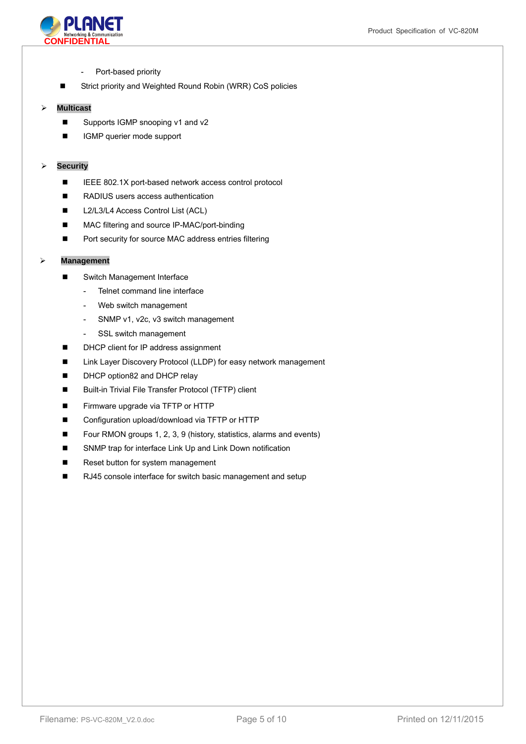- Port-based priority
- Strict priority and Weighted Round Robin (WRR) CoS policies

**Multicast**

- Supports IGMP snooping v1 and v2
- IGMP querier mode support

**Security**

- IEEE 802.1X port-based network access control protocol
- RADIUS users access authentication
- L2/L3/L4 Access Control List (ACL)
- MAC filtering and source IP-MAC/port-binding
- Port security for source MAC address entries filtering

**Management**

- Switch Management Interface
  - Telnet command line interface
  - Web switch management
  - SNMP v1, v2c, v3 switch management
  - SSL switch management
- DHCP client for IP address assignment
- Link Layer Discovery Protocol (LLDP) for easy network management
- DHCP option82 and DHCP relay
- Built-in Trivial File Transfer Protocol (TFTP) client
- Firmware upgrade via TFTP or HTTP
- Configuration upload/download via TFTP or HTTP
- Four RMON groups 1, 2, 3, 9 (history, statistics, alarms and events)
- SNMP trap for interface Link Up and Link Down notification
- Reset button for system management
- RJ45 console interface for switch basic management and setup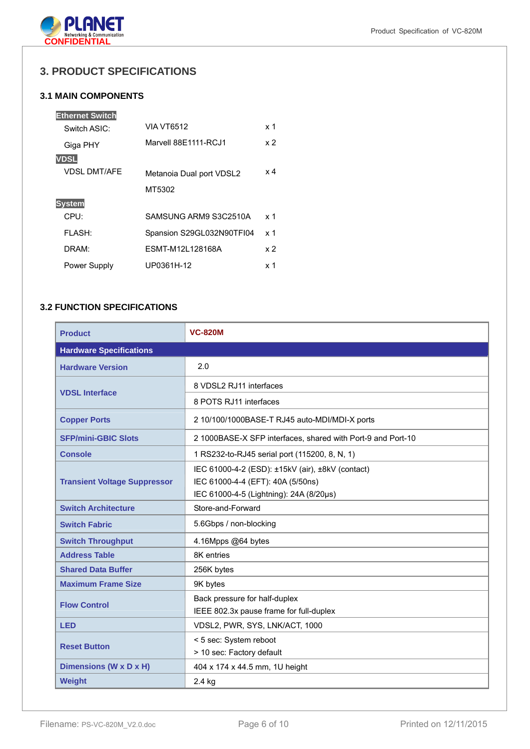## 3. PRODUCT SPECIFICATIONS

### 3.1 MAIN COMPONENTS

**Ethernet Switch**

| | | |
|---|---|---|
| Switch ASIC: | VIA VT6512 | x 1 |
| Giga PHY | Marvell 88E1111-RCJ1 | x 2 |

**VDSL**

| | | |
|---|---|---|
| VDSL DMT/AFE | Metanoia Dual port VDSL2 MT5302 | x 4 |

**System**

| | | |
|---|---|---|
| CPU: | SAMSUNG ARM9 S3C2510A | x 1 |
| FLASH: | Spansion S29GL032N90TFI04 | x 1 |
| DRAM: | ESMT-M12L128168A | x 2 |
| Power Supply | UP0361H-12 | x 1 |

### 3.2 FUNCTION SPECIFICATIONS

| Product | VC-820M |
|---|---|
| **Hardware Specifications** | |
| Hardware Version | 2.0 |
| VDSL Interface | 8 VDSL2 RJ11 interfaces<br>8 POTS RJ11 interfaces |
| Copper Ports | 2 10/100/1000BASE-T RJ45 auto-MDI/MDI-X ports |
| SFP/mini-GBIC Slots | 2 1000BASE-X SFP interfaces, shared with Port-9 and Port-10 |
| Console | 1 RS232-to-RJ45 serial port (115200, 8, N, 1) |
| Transient Voltage Suppressor | IEC 61000-4-2 (ESD): ±15kV (air), ±8kV (contact)<br>IEC 61000-4-4 (EFT): 40A (5/50ns)<br>IEC 61000-4-5 (Lightning): 24A (8/20μs) |
| Switch Architecture | Store-and-Forward |
| Switch Fabric | 5.6Gbps / non-blocking |
| Switch Throughput | 4.16Mpps @64 bytes |
| Address Table | 8K entries |
| Shared Data Buffer | 256K bytes |
| Maximum Frame Size | 9K bytes |
| Flow Control | Back pressure for half-duplex<br>IEEE 802.3x pause frame for full-duplex |
| LED | VDSL2, PWR, SYS, LNK/ACT, 1000 |
| Reset Button | < 5 sec: System reboot<br>> 10 sec: Factory default |
| Dimensions (W x D x H) | 404 x 174 x 44.5 mm, 1U height |
| Weight | 2.4 kg |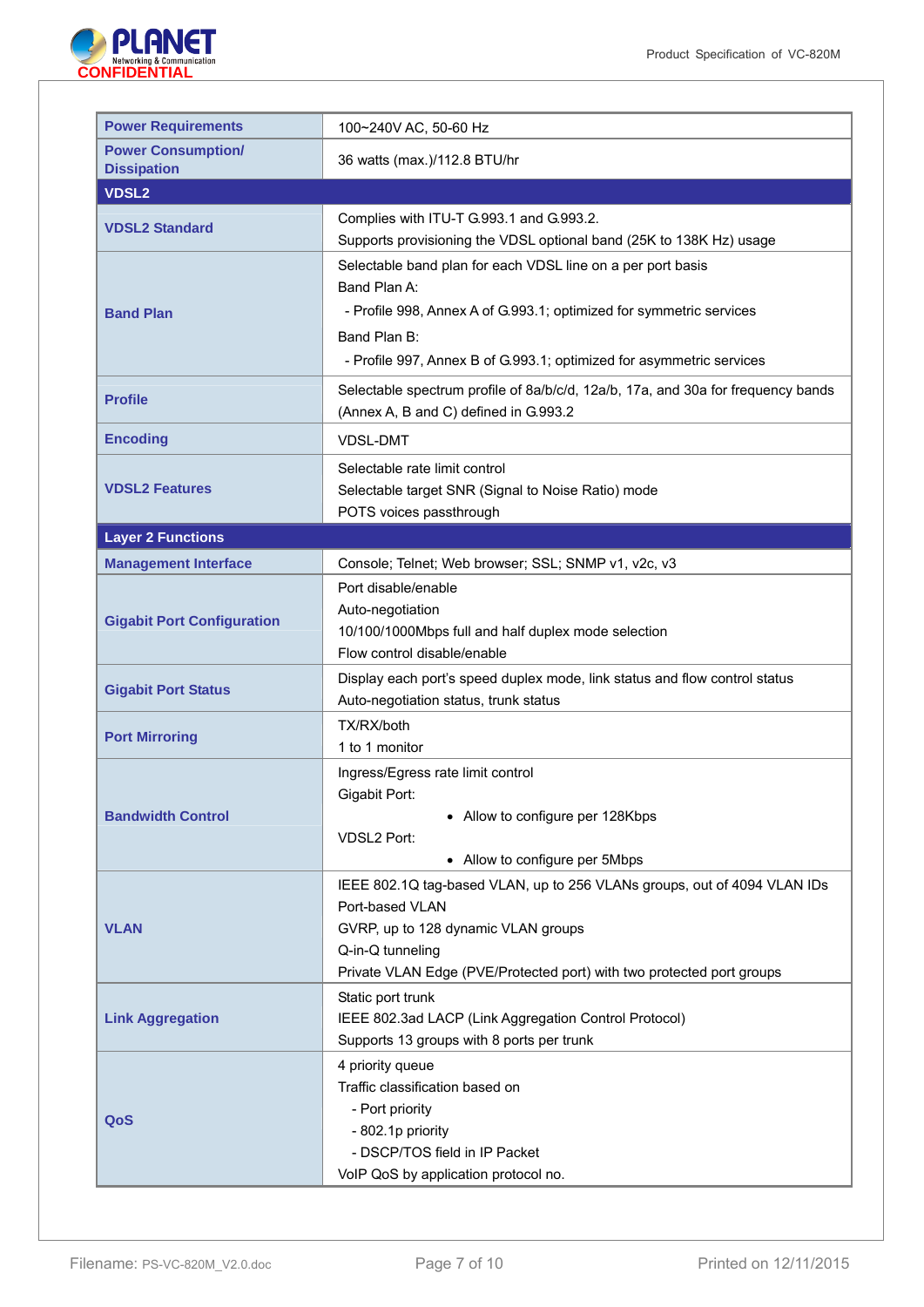| | |
|---|---|
| **Power Requirements** | 100~240V AC, 50-60 Hz |
| **Power Consumption/ Dissipation** | 36 watts (max.)/112.8 BTU/hr |
| **VDSL2** | |
| **VDSL2 Standard** | Complies with ITU-T G.993.1 and G.993.2.<br>Supports provisioning the VDSL optional band (25K to 138K Hz) usage |
| **Band Plan** | Selectable band plan for each VDSL line on a per port basis<br>Band Plan A:<br>- Profile 998, Annex A of G.993.1; optimized for symmetric services<br>Band Plan B:<br>- Profile 997, Annex B of G.993.1; optimized for asymmetric services |
| **Profile** | Selectable spectrum profile of 8a/b/c/d, 12a/b, 17a, and 30a for frequency bands (Annex A, B and C) defined in G.993.2 |
| **Encoding** | VDSL-DMT |
| **VDSL2 Features** | Selectable rate limit control<br>Selectable target SNR (Signal to Noise Ratio) mode<br>POTS voices passthrough |
| **Layer 2 Functions** | |
| **Management Interface** | Console; Telnet; Web browser; SSL; SNMP v1, v2c, v3 |
| **Gigabit Port Configuration** | Port disable/enable<br>Auto-negotiation<br>10/100/1000Mbps full and half duplex mode selection<br>Flow control disable/enable |
| **Gigabit Port Status** | Display each port's speed duplex mode, link status and flow control status<br>Auto-negotiation status, trunk status |
| **Port Mirroring** | TX/RX/both<br>1 to 1 monitor |
| **Bandwidth Control** | Ingress/Egress rate limit control<br>Gigabit Port:<br>• Allow to configure per 128Kbps<br>VDSL2 Port:<br>• Allow to configure per 5Mbps |
| **VLAN** | IEEE 802.1Q tag-based VLAN, up to 256 VLANs groups, out of 4094 VLAN IDs<br>Port-based VLAN<br>GVRP, up to 128 dynamic VLAN groups<br>Q-in-Q tunneling<br>Private VLAN Edge (PVE/Protected port) with two protected port groups |
| **Link Aggregation** | Static port trunk<br>IEEE 802.3ad LACP (Link Aggregation Control Protocol)<br>Supports 13 groups with 8 ports per trunk |
| **QoS** | 4 priority queue<br>Traffic classification based on<br>- Port priority<br>- 802.1p priority<br>- DSCP/TOS field in IP Packet<br>VoIP QoS by application protocol no. |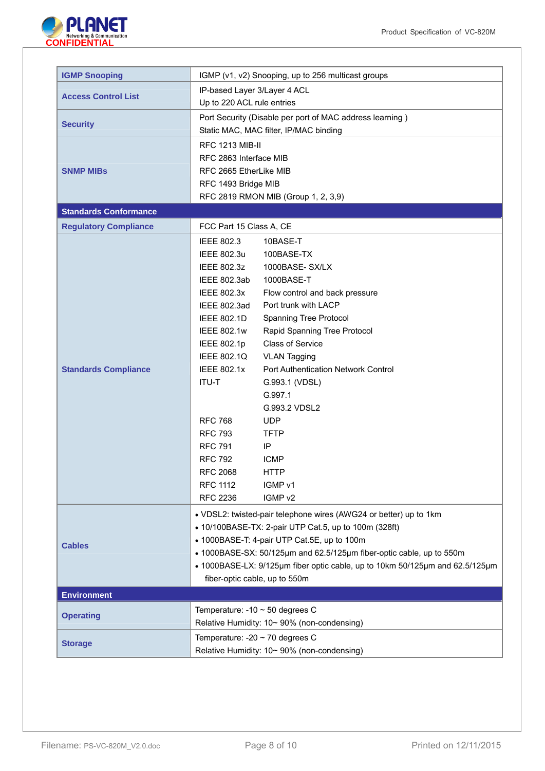| | |
|---|---|
| **IGMP Snooping** | IGMP (v1, v2) Snooping, up to 256 multicast groups |
| **Access Control List** | IP-based Layer 3/Layer 4 ACL<br>Up to 220 ACL rule entries |
| **Security** | Port Security (Disable per port of MAC address learning )<br>Static MAC, MAC filter, IP/MAC binding |
| **SNMP MIBs** | RFC 1213 MIB-II<br>RFC 2863 Interface MIB<br>RFC 2665 EtherLike MIB<br>RFC 1493 Bridge MIB<br>RFC 2819 RMON MIB (Group 1, 2, 3,9) |
| **Standards Conformance** | |
| **Regulatory Compliance** | FCC Part 15 Class A, CE |
| **Standards Compliance** | IEEE 802.3 10BASE-T<br>IEEE 802.3u 100BASE-TX<br>IEEE 802.3z 1000BASE- SX/LX<br>IEEE 802.3ab 1000BASE-T<br>IEEE 802.3x Flow control and back pressure<br>IEEE 802.3ad Port trunk with LACP<br>IEEE 802.1D Spanning Tree Protocol<br>IEEE 802.1w Rapid Spanning Tree Protocol<br>IEEE 802.1p Class of Service<br>IEEE 802.1Q VLAN Tagging<br>IEEE 802.1x Port Authentication Network Control<br>ITU-T G.993.1 (VDSL)<br>G.997.1<br>G.993.2 VDSL2<br>RFC 768 UDP<br>RFC 793 TFTP<br>RFC 791 IP<br>RFC 792 ICMP<br>RFC 2068 HTTP<br>RFC 1112 IGMP v1<br>RFC 2236 IGMP v2 |
| **Cables** | • VDSL2: twisted-pair telephone wires (AWG24 or better) up to 1km<br>• 10/100BASE-TX: 2-pair UTP Cat.5, up to 100m (328ft)<br>• 1000BASE-T: 4-pair UTP Cat.5E, up to 100m<br>• 1000BASE-SX: 50/125μm and 62.5/125μm fiber-optic cable, up to 550m<br>• 1000BASE-LX: 9/125μm fiber optic cable, up to 10km 50/125μm and 62.5/125μm fiber-optic cable, up to 550m |
| **Environment** | |
| **Operating** | Temperature: -10 ~ 50 degrees C<br>Relative Humidity: 10~ 90% (non-condensing) |
| **Storage** | Temperature: -20 ~ 70 degrees C<br>Relative Humidity: 10~ 90% (non-condensing) |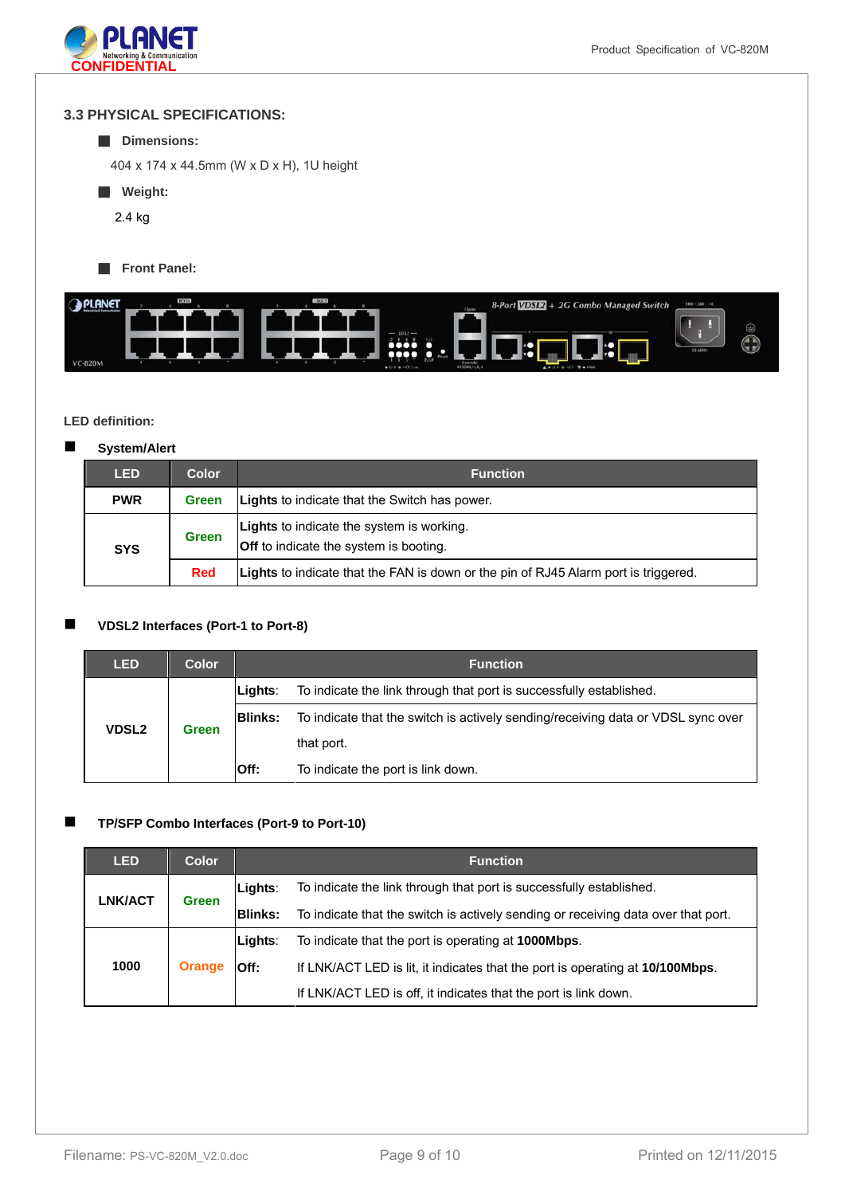### 3.3 PHYSICAL SPECIFICATIONS:

- **Dimensions:**

  404 x 174 x 44.5mm (W x D x H), 1U height

- **Weight:**

  2.4 kg

- **Front Panel:**

**LED definition:**

- **System/Alert**

| LED | Color | Function |
|---|---|---|
| **PWR** | **Green** | **Lights** to indicate that the Switch has power. |
| **SYS** | **Green** | **Lights** to indicate the system is working.<br>**Off** to indicate the system is booting. |
| | **Red** | **Lights** to indicate that the FAN is down or the pin of RJ45 Alarm port is triggered. |

- **VDSL2 Interfaces (Port-1 to Port-8)**

| LED | Color | Function | |
|---|---|---|---|
| **VDSL2** | **Green** | **Lights**: | To indicate the link through that port is successfully established. |
| | | **Blinks:** | To indicate that the switch is actively sending/receiving data or VDSL sync over that port. |
| | | **Off:** | To indicate the port is link down. |

- **TP/SFP Combo Interfaces (Port-9 to Port-10)**

| LED | Color | Function | |
|---|---|---|---|
| **LNK/ACT** | **Green** | **Lights**: | To indicate the link through that port is successfully established. |
| | | **Blinks:** | To indicate that the switch is actively sending or receiving data over that port. |
| **1000** | **Orange** | **Lights**: | To indicate that the port is operating at **1000Mbps**. |
| | | **Off:** | If LNK/ACT LED is lit, it indicates that the port is operating at **10/100Mbps**.<br>If LNK/ACT LED is off, it indicates that the port is link down. |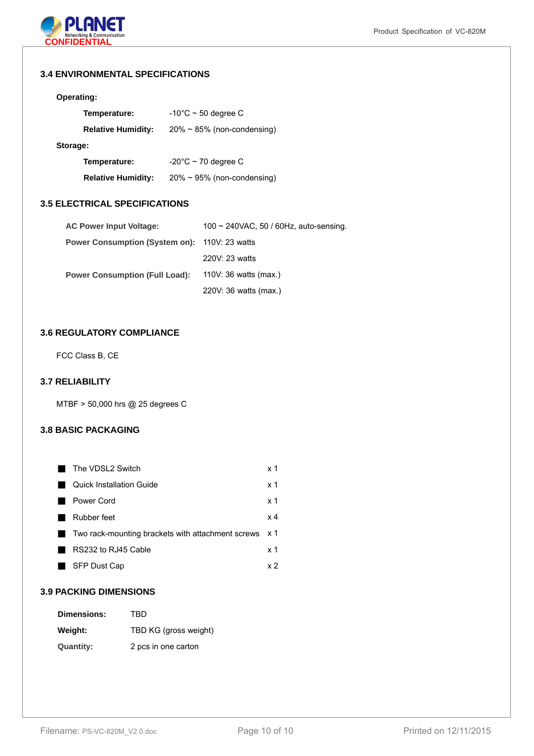### 3.4 ENVIRONMENTAL SPECIFICATIONS

**Operating:**

| | |
|---|---|
| **Temperature:** | -10°C ~ 50 degree C |
| **Relative Humidity:** | 20% ~ 85% (non-condensing) |

**Storage:**

| | |
|---|---|
| **Temperature:** | -20°C ~ 70 degree C |
| **Relative Humidity:** | 20% ~ 95% (non-condensing) |

### 3.5 ELECTRICAL SPECIFICATIONS

| | |
|---|---|
| **AC Power Input Voltage:** | 100 ~ 240VAC, 50 / 60Hz, auto-sensing. |
| **Power Consumption (System on):** | 110V: 23 watts |
| | 220V: 23 watts |
| **Power Consumption (Full Load):** | 110V: 36 watts (max.) |
| | 220V: 36 watts (max.) |

### 3.6 REGULATORY COMPLIANCE

FCC Class B, CE

### 3.7 RELIABILITY

MTBF > 50,000 hrs @ 25 degrees C

### 3.8 BASIC PACKAGING

| | |
|---|---|
| ■ The VDSL2 Switch | x 1 |
| ■ Quick Installation Guide | x 1 |
| ■ Power Cord | x 1 |
| ■ Rubber feet | x 4 |
| ■ Two rack-mounting brackets with attachment screws | x 1 |
| ■ RS232 to RJ45 Cable | x 1 |
| ■ SFP Dust Cap | x 2 |

### 3.9 PACKING DIMENSIONS

| | |
|---|---|
| **Dimensions:** | TBD |
| **Weight:** | TBD KG (gross weight) |
| **Quantity:** | 2 pcs in one carton |